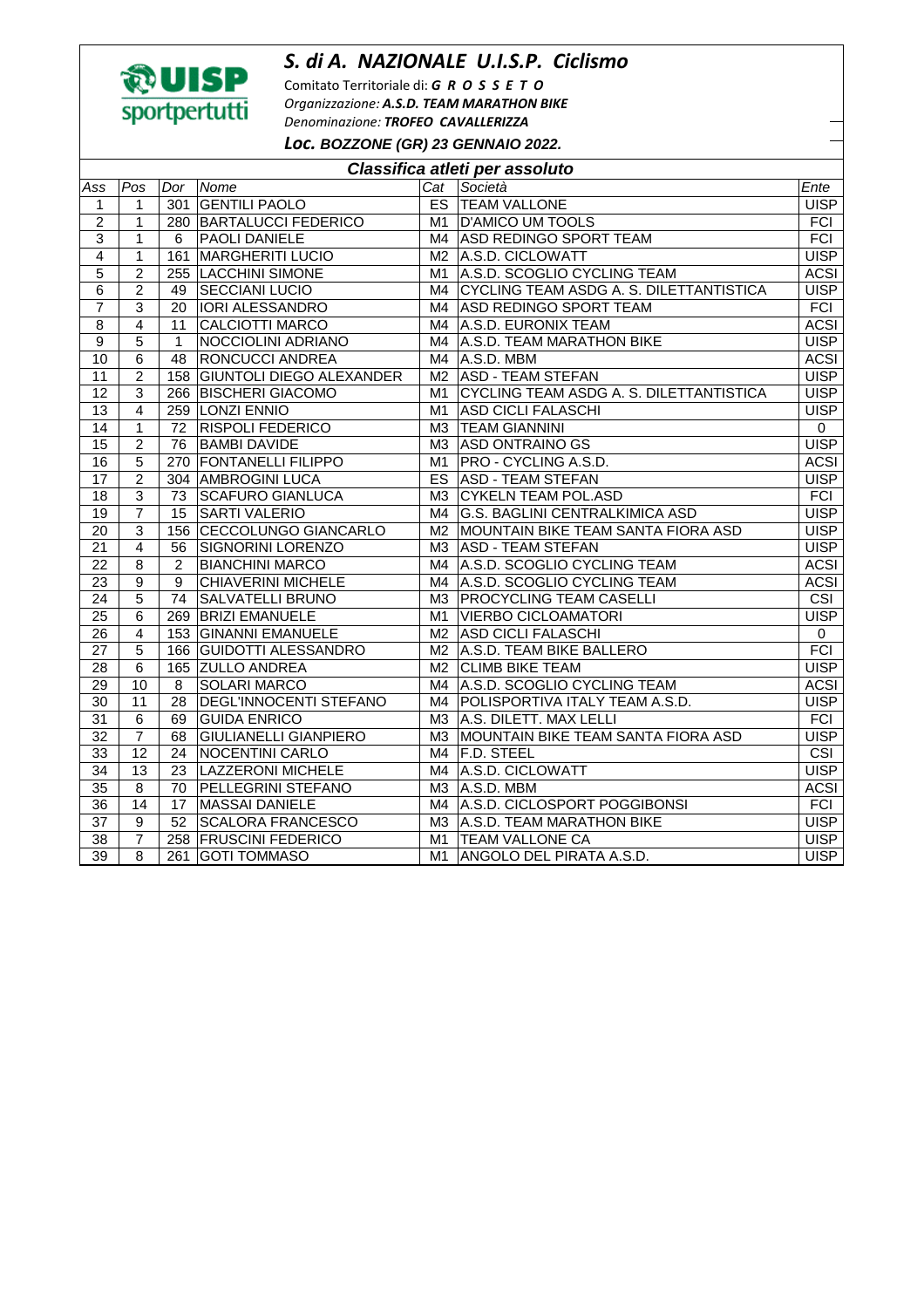UISP sportpertutti

# S. di A. NAZIONALE U.I.S.P. Ciclismo

Comitato Territoriale di: ***G R O S S E T O***

*Organizzazione:* ***A.S.D. TEAM MARATHON BIKE***

*Denominazione:* ***TROFEO CAVALLERIZZA***

***Loc. BOZZONE (GR) 23 GENNAIO 2022.***

## Classifica atleti per assoluto

| Ass | Pos | Dor | Nome | Cat | Società | Ente |
|---|---|---|---|---|---|---|
| 1 | 1 | 301 | GENTILI PAOLO | ES | TEAM VALLONE | UISP |
| 2 | 1 | 280 | BARTALUCCI FEDERICO | M1 | D'AMICO UM TOOLS | FCI |
| 3 | 1 | 6 | PAOLI DANIELE | M4 | ASD REDINGO SPORT TEAM | FCI |
| 4 | 1 | 161 | MARGHERITI LUCIO | M2 | A.S.D. CICLOWATT | UISP |
| 5 | 2 | 255 | LACCHINI SIMONE | M1 | A.S.D. SCOGLIO CYCLING TEAM | ACSI |
| 6 | 2 | 49 | SECCIANI LUCIO | M4 | CYCLING TEAM ASDG A. S. DILETTANTISTICA | UISP |
| 7 | 3 | 20 | IORI ALESSANDRO | M4 | ASD REDINGO SPORT TEAM | FCI |
| 8 | 4 | 11 | CALCIOTTI MARCO | M4 | A.S.D. EURONIX TEAM | ACSI |
| 9 | 5 | 1 | NOCCIOLINI ADRIANO | M4 | A.S.D. TEAM MARATHON BIKE | UISP |
| 10 | 6 | 48 | RONCUCCI ANDREA | M4 | A.S.D. MBM | ACSI |
| 11 | 2 | 158 | GIUNTOLI DIEGO ALEXANDER | M2 | ASD - TEAM STEFAN | UISP |
| 12 | 3 | 266 | BISCHERI GIACOMO | M1 | CYCLING TEAM ASDG A. S. DILETTANTISTICA | UISP |
| 13 | 4 | 259 | LONZI ENNIO | M1 | ASD CICLI FALASCHI | UISP |
| 14 | 1 | 72 | RISPOLI FEDERICO | M3 | TEAM GIANNINI | 0 |
| 15 | 2 | 76 | BAMBI DAVIDE | M3 | ASD ONTRAINO GS | UISP |
| 16 | 5 | 270 | FONTANELLI FILIPPO | M1 | PRO - CYCLING A.S.D. | ACSI |
| 17 | 2 | 304 | AMBROGINI LUCA | ES | ASD - TEAM STEFAN | UISP |
| 18 | 3 | 73 | SCAFURO GIANLUCA | M3 | CYKELN TEAM POL.ASD | FCI |
| 19 | 7 | 15 | SARTI VALERIO | M4 | G.S. BAGLINI CENTRALKIMICA ASD | UISP |
| 20 | 3 | 156 | CECCOLUNGO GIANCARLO | M2 | MOUNTAIN BIKE TEAM SANTA FIORA ASD | UISP |
| 21 | 4 | 56 | SIGNORINI LORENZO | M3 | ASD - TEAM STEFAN | UISP |
| 22 | 8 | 2 | BIANCHINI MARCO | M4 | A.S.D. SCOGLIO CYCLING TEAM | ACSI |
| 23 | 9 | 9 | CHIAVERINI MICHELE | M4 | A.S.D. SCOGLIO CYCLING TEAM | ACSI |
| 24 | 5 | 74 | SALVATELLI BRUNO | M3 | PROCYCLING TEAM CASELLI | CSI |
| 25 | 6 | 269 | BRIZI EMANUELE | M1 | VIERBO CICLOAMATORI | UISP |
| 26 | 4 | 153 | GINANNI EMANUELE | M2 | ASD CICLI FALASCHI | 0 |
| 27 | 5 | 166 | GUIDOTTI ALESSANDRO | M2 | A.S.D. TEAM BIKE BALLERO | FCI |
| 28 | 6 | 165 | ZULLO ANDREA | M2 | CLIMB BIKE TEAM | UISP |
| 29 | 10 | 8 | SOLARI MARCO | M4 | A.S.D. SCOGLIO CYCLING TEAM | ACSI |
| 30 | 11 | 28 | DEGL'INNOCENTI STEFANO | M4 | POLISPORTIVA ITALY TEAM A.S.D. | UISP |
| 31 | 6 | 69 | GUIDA ENRICO | M3 | A.S. DILETT. MAX LELLI | FCI |
| 32 | 7 | 68 | GIULIANELLI GIANPIERO | M3 | MOUNTAIN BIKE TEAM SANTA FIORA ASD | UISP |
| 33 | 12 | 24 | NOCENTINI CARLO | M4 | F.D. STEEL | CSI |
| 34 | 13 | 23 | LAZZERONI MICHELE | M4 | A.S.D. CICLOWATT | UISP |
| 35 | 8 | 70 | PELLEGRINI STEFANO | M3 | A.S.D. MBM | ACSI |
| 36 | 14 | 17 | MASSAI DANIELE | M4 | A.S.D. CICLOSPORT POGGIBONSI | FCI |
| 37 | 9 | 52 | SCALORA FRANCESCO | M3 | A.S.D. TEAM MARATHON BIKE | UISP |
| 38 | 7 | 258 | FRUSCINI FEDERICO | M1 | TEAM VALLONE CA | UISP |
| 39 | 8 | 261 | GOTI TOMMASO | M1 | ANGOLO DEL PIRATA A.S.D. | UISP |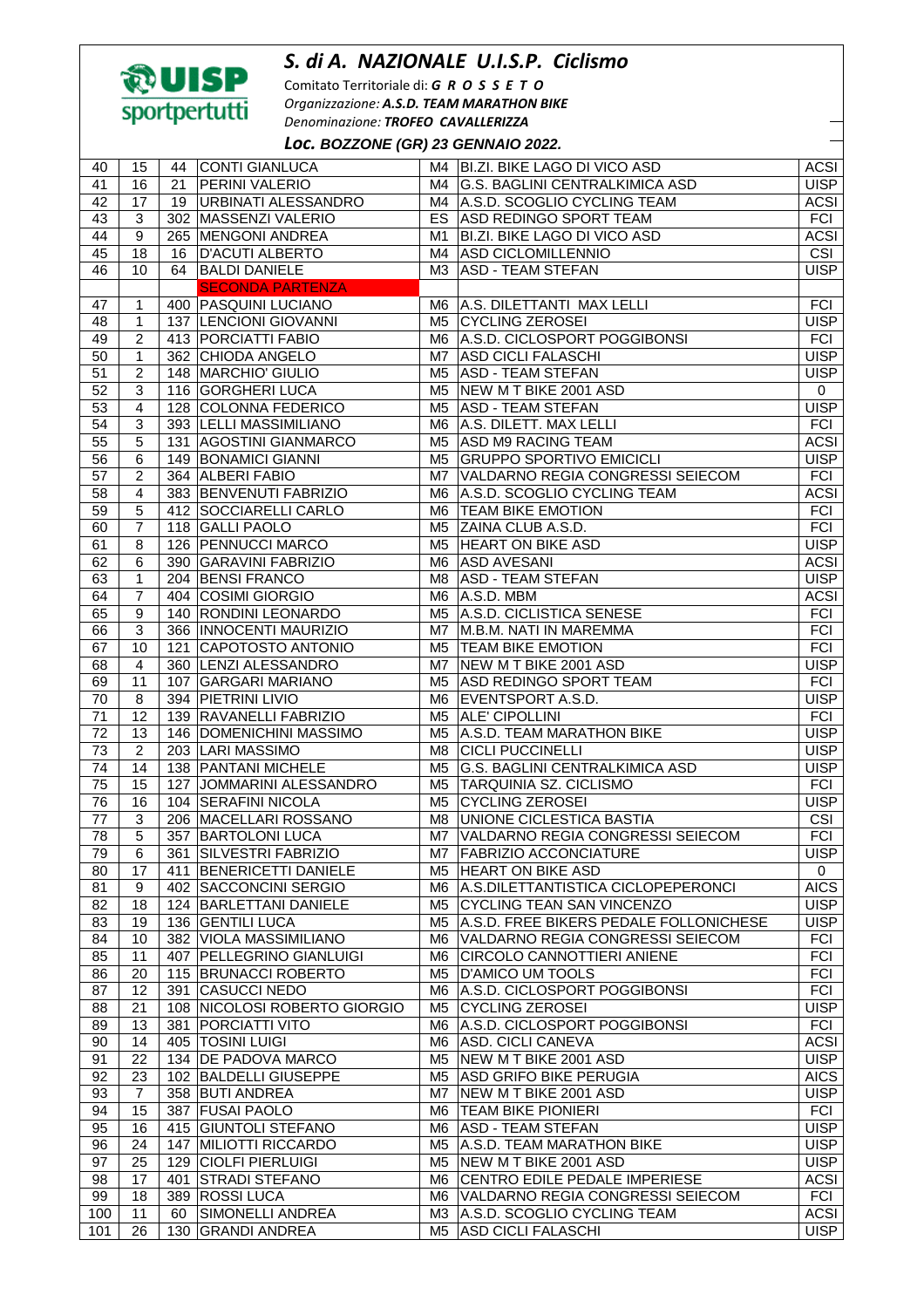UISP sportpertutti

# S. di A. NAZIONALE U.I.S.P. Ciclismo

Comitato Territoriale di: ***G R O S S E T O***

*Organizzazione:* ***A.S.D. TEAM MARATHON BIKE***

*Denominazione:* ***TROFEO CAVALLERIZZA***

## *Loc. BOZZONE (GR) 23 GENNAIO 2022.*

| | | | | | | |
|---|---|---|---|---|---|---|
| 40 | 15 | 44 | CONTI GIANLUCA | M4 | BI.ZI. BIKE LAGO DI VICO ASD | ACSI |
| 41 | 16 | 21 | PERINI VALERIO | M4 | G.S. BAGLINI CENTRALKIMICA ASD | UISP |
| 42 | 17 | 19 | URBINATI ALESSANDRO | M4 | A.S.D. SCOGLIO CYCLING TEAM | ACSI |
| 43 | 3 | 302 | MASSENZI VALERIO | ES | ASD REDINGO SPORT TEAM | FCI |
| 44 | 9 | 265 | MENGONI ANDREA | M1 | BI.ZI. BIKE LAGO DI VICO ASD | ACSI |
| 45 | 18 | 16 | D'ACUTI ALBERTO | M4 | ASD CICLOMILLENNIO | CSI |
| 46 | 10 | 64 | BALDI DANIELE | M3 | ASD - TEAM STEFAN | UISP |
| | | | SECONDA PARTENZA | | | |
| 47 | 1 | 400 | PASQUINI LUCIANO | M6 | A.S. DILETTANTI MAX LELLI | FCI |
| 48 | 1 | 137 | LENCIONI GIOVANNI | M5 | CYCLING ZEROSEI | UISP |
| 49 | 2 | 413 | PORCIATTI FABIO | M6 | A.S.D. CICLOSPORT POGGIBONSI | FCI |
| 50 | 1 | 362 | CHIODA ANGELO | M7 | ASD CICLI FALASCHI | UISP |
| 51 | 2 | 148 | MARCHIO' GIULIO | M5 | ASD - TEAM STEFAN | UISP |
| 52 | 3 | 116 | GORGHERI LUCA | M5 | NEW M T BIKE 2001 ASD | 0 |
| 53 | 4 | 128 | COLONNA FEDERICO | M5 | ASD - TEAM STEFAN | UISP |
| 54 | 3 | 393 | LELLI MASSIMILIANO | M6 | A.S. DILETT. MAX LELLI | FCI |
| 55 | 5 | 131 | AGOSTINI GIANMARCO | M5 | ASD M9 RACING TEAM | ACSI |
| 56 | 6 | 149 | BONAMICI GIANNI | M5 | GRUPPO SPORTIVO EMICICLI | UISP |
| 57 | 2 | 364 | ALBERI FABIO | M7 | VALDARNO REGIA CONGRESSI SEIECOM | FCI |
| 58 | 4 | 383 | BENVENUTI FABRIZIO | M6 | A.S.D. SCOGLIO CYCLING TEAM | ACSI |
| 59 | 5 | 412 | SOCCIARELLI CARLO | M6 | TEAM BIKE EMOTION | FCI |
| 60 | 7 | 118 | GALLI PAOLO | M5 | ZAINA CLUB A.S.D. | FCI |
| 61 | 8 | 126 | PENNUCCI MARCO | M5 | HEART ON BIKE ASD | UISP |
| 62 | 6 | 390 | GARAVINI FABRIZIO | M6 | ASD AVESANI | ACSI |
| 63 | 1 | 204 | BENSI FRANCO | M8 | ASD - TEAM STEFAN | UISP |
| 64 | 7 | 404 | COSIMI GIORGIO | M6 | A.S.D. MBM | ACSI |
| 65 | 9 | 140 | RONDINI LEONARDO | M5 | A.S.D. CICLISTICA SENESE | FCI |
| 66 | 3 | 366 | INNOCENTI MAURIZIO | M7 | M.B.M. NATI IN MAREMMA | FCI |
| 67 | 10 | 121 | CAPOTOSTO ANTONIO | M5 | TEAM BIKE EMOTION | FCI |
| 68 | 4 | 360 | LENZI ALESSANDRO | M7 | NEW M T BIKE 2001 ASD | UISP |
| 69 | 11 | 107 | GARGARI MARIANO | M5 | ASD REDINGO SPORT TEAM | FCI |
| 70 | 8 | 394 | PIETRINI LIVIO | M6 | EVENTSPORT A.S.D. | UISP |
| 71 | 12 | 139 | RAVANELLI FABRIZIO | M5 | ALE' CIPOLLINI | FCI |
| 72 | 13 | 146 | DOMENICHINI MASSIMO | M5 | A.S.D. TEAM MARATHON BIKE | UISP |
| 73 | 2 | 203 | LARI MASSIMO | M8 | CICLI PUCCINELLI | UISP |
| 74 | 14 | 138 | PANTANI MICHELE | M5 | G.S. BAGLINI CENTRALKIMICA ASD | UISP |
| 75 | 15 | 127 | JOMMARINI ALESSANDRO | M5 | TARQUINIA SZ. CICLISMO | FCI |
| 76 | 16 | 104 | SERAFINI NICOLA | M5 | CYCLING ZEROSEI | UISP |
| 77 | 3 | 206 | MACELLARI ROSSANO | M8 | UNIONE CICLESTICA BASTIA | CSI |
| 78 | 5 | 357 | BARTOLONI LUCA | M7 | VALDARNO REGIA CONGRESSI SEIECOM | FCI |
| 79 | 6 | 361 | SILVESTRI FABRIZIO | M7 | FABRIZIO ACCONCIATURE | UISP |
| 80 | 17 | 411 | BENERICETTI DANIELE | M5 | HEART ON BIKE ASD | 0 |
| 81 | 9 | 402 | SACCONCINI SERGIO | M6 | A.S.DILETTANTISTICA CICLOPEPERONCI | AICS |
| 82 | 18 | 124 | BARLETTANI DANIELE | M5 | CYCLING TEAN SAN VINCENZO | UISP |
| 83 | 19 | 136 | GENTILI LUCA | M5 | A.S.D. FREE BIKERS PEDALE FOLLONICHESE | UISP |
| 84 | 10 | 382 | VIOLA MASSIMILIANO | M6 | VALDARNO REGIA CONGRESSI SEIECOM | FCI |
| 85 | 11 | 407 | PELLEGRINO GIANLUIGI | M6 | CIRCOLO CANNOTTIERI ANIENE | FCI |
| 86 | 20 | 115 | BRUNACCI ROBERTO | M5 | D'AMICO UM TOOLS | FCI |
| 87 | 12 | 391 | CASUCCI NEDO | M6 | A.S.D. CICLOSPORT POGGIBONSI | FCI |
| 88 | 21 | 108 | NICOLOSI ROBERTO GIORGIO | M5 | CYCLING ZEROSEI | UISP |
| 89 | 13 | 381 | PORCIATTI VITO | M6 | A.S.D. CICLOSPORT POGGIBONSI | FCI |
| 90 | 14 | 405 | TOSINI LUIGI | M6 | ASD. CICLI CANEVA | ACSI |
| 91 | 22 | 134 | DE PADOVA MARCO | M5 | NEW M T BIKE 2001 ASD | UISP |
| 92 | 23 | 102 | BALDELLI GIUSEPPE | M5 | ASD GRIFO BIKE PERUGIA | AICS |
| 93 | 7 | 358 | BUTI ANDREA | M7 | NEW M T BIKE 2001 ASD | UISP |
| 94 | 15 | 387 | FUSAI PAOLO | M6 | TEAM BIKE PIONIERI | FCI |
| 95 | 16 | 415 | GIUNTOLI STEFANO | M6 | ASD - TEAM STEFAN | UISP |
| 96 | 24 | 147 | MILIOTTI RICCARDO | M5 | A.S.D. TEAM MARATHON BIKE | UISP |
| 97 | 25 | 129 | CIOLFI PIERLUIGI | M5 | NEW M T BIKE 2001 ASD | UISP |
| 98 | 17 | 401 | STRADI STEFANO | M6 | CENTRO EDILE PEDALE IMPERIESE | ACSI |
| 99 | 18 | 389 | ROSSI LUCA | M6 | VALDARNO REGIA CONGRESSI SEIECOM | FCI |
| 100 | 11 | 60 | SIMONELLI ANDREA | M3 | A.S.D. SCOGLIO CYCLING TEAM | ACSI |
| 101 | 26 | 130 | GRANDI ANDREA | M5 | ASD CICLI FALASCHI | UISP |